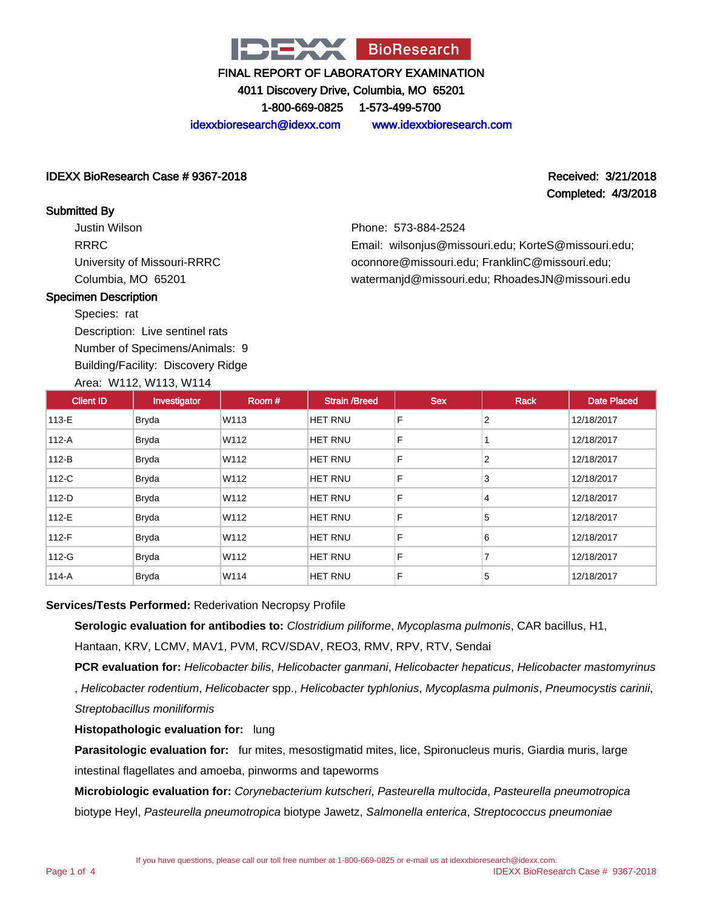# IDEXX BioResearch

## FINAL REPORT OF LABORATORY EXAMINATION

4011 Discovery Drive, Columbia, MO 65201

1-800-669-0825 1-573-499-5700

idexxbioresearch@idexx.com www.idexxbioresearch.com

**IDEXX BioResearch Case # 9367-2018**

**Received: 3/21/2018**

**Completed: 4/3/2018**

### Submitted By

Justin Wilson
RRRC
University of Missouri-RRRC
Columbia, MO 65201

Phone: 573-884-2524
Email: wilsonjus@missouri.edu; KorteS@missouri.edu; oconnore@missouri.edu; FranklinC@missouri.edu; watermanjd@missouri.edu; RhoadesJN@missouri.edu

### Specimen Description

Species: rat
Description: Live sentinel rats
Number of Specimens/Animals: 9
Building/Facility: Discovery Ridge
Area: W112, W113, W114

| Client ID | Investigator | Room # | Strain /Breed | Sex | Rack | Date Placed |
|---|---|---|---|---|---|---|
| 113-E | Bryda | W113 | HET RNU | F | 2 | 12/18/2017 |
| 112-A | Bryda | W112 | HET RNU | F | 1 | 12/18/2017 |
| 112-B | Bryda | W112 | HET RNU | F | 2 | 12/18/2017 |
| 112-C | Bryda | W112 | HET RNU | F | 3 | 12/18/2017 |
| 112-D | Bryda | W112 | HET RNU | F | 4 | 12/18/2017 |
| 112-E | Bryda | W112 | HET RNU | F | 5 | 12/18/2017 |
| 112-F | Bryda | W112 | HET RNU | F | 6 | 12/18/2017 |
| 112-G | Bryda | W112 | HET RNU | F | 7 | 12/18/2017 |
| 114-A | Bryda | W114 | HET RNU | F | 5 | 12/18/2017 |

**Services/Tests Performed:** Rederivation Necropsy Profile

**Serologic evaluation for antibodies to:** *Clostridium piliforme*, *Mycoplasma pulmonis*, CAR bacillus, H1, Hantaan, KRV, LCMV, MAV1, PVM, RCV/SDAV, REO3, RMV, RPV, RTV, Sendai

**PCR evaluation for:** *Helicobacter bilis*, *Helicobacter ganmani*, *Helicobacter hepaticus*, *Helicobacter mastomyrinus*, *Helicobacter rodentium*, *Helicobacter* spp., *Helicobacter typhlonius*, *Mycoplasma pulmonis*, *Pneumocystis carinii*, *Streptobacillus moniliformis*

**Histopathologic evaluation for:** lung

**Parasitologic evaluation for:** fur mites, mesostigmatid mites, lice, Spironucleus muris, Giardia muris, large intestinal flagellates and amoeba, pinworms and tapeworms

**Microbiologic evaluation for:** *Corynebacterium kutscheri*, *Pasteurella multocida*, *Pasteurella pneumotropica* biotype Heyl, *Pasteurella pneumotropica* biotype Jawetz, *Salmonella enterica*, *Streptococcus pneumoniae*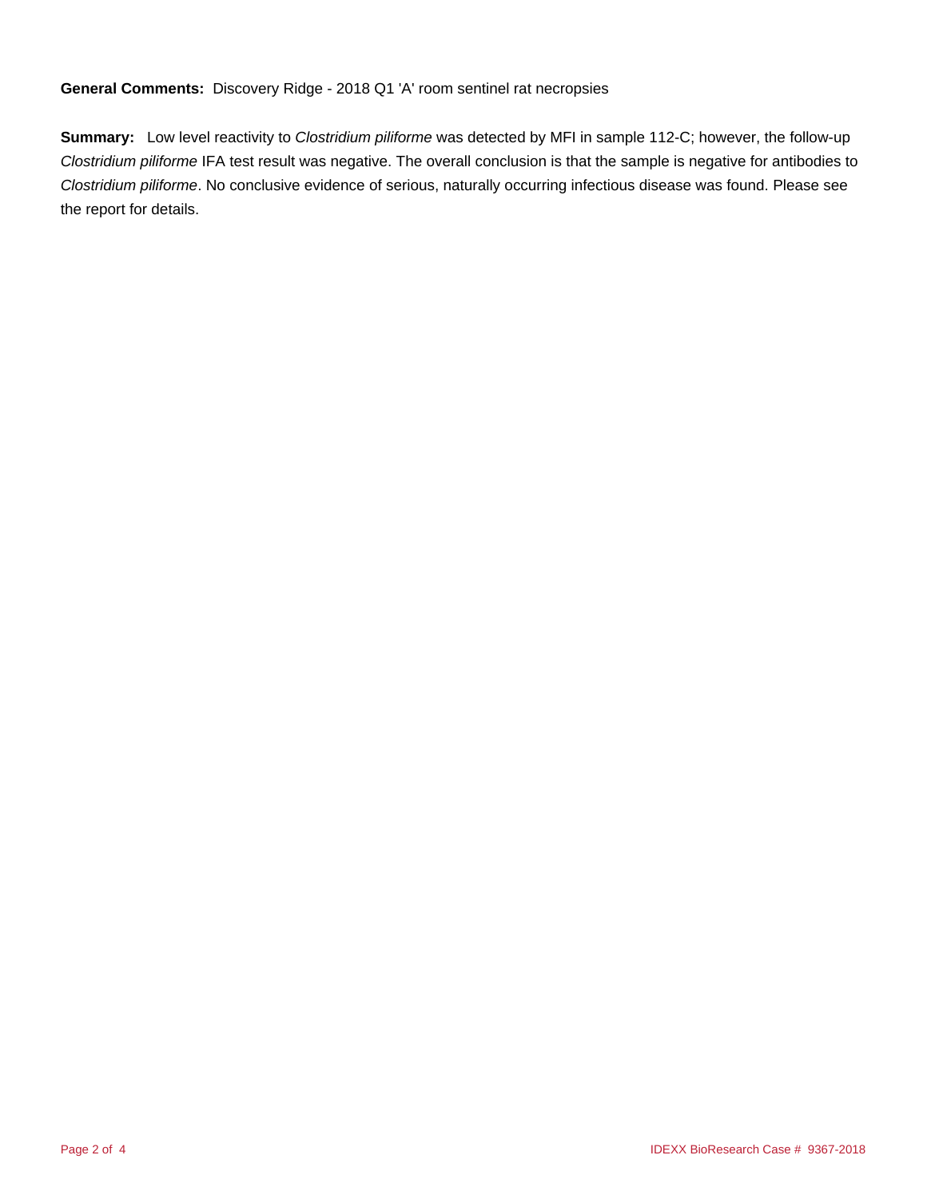**General Comments:** Discovery Ridge - 2018 Q1 'A' room sentinel rat necropsies

**Summary:** Low level reactivity to *Clostridium piliforme* was detected by MFI in sample 112-C; however, the follow-up *Clostridium piliforme* IFA test result was negative. The overall conclusion is that the sample is negative for antibodies to *Clostridium piliforme*. No conclusive evidence of serious, naturally occurring infectious disease was found. Please see the report for details.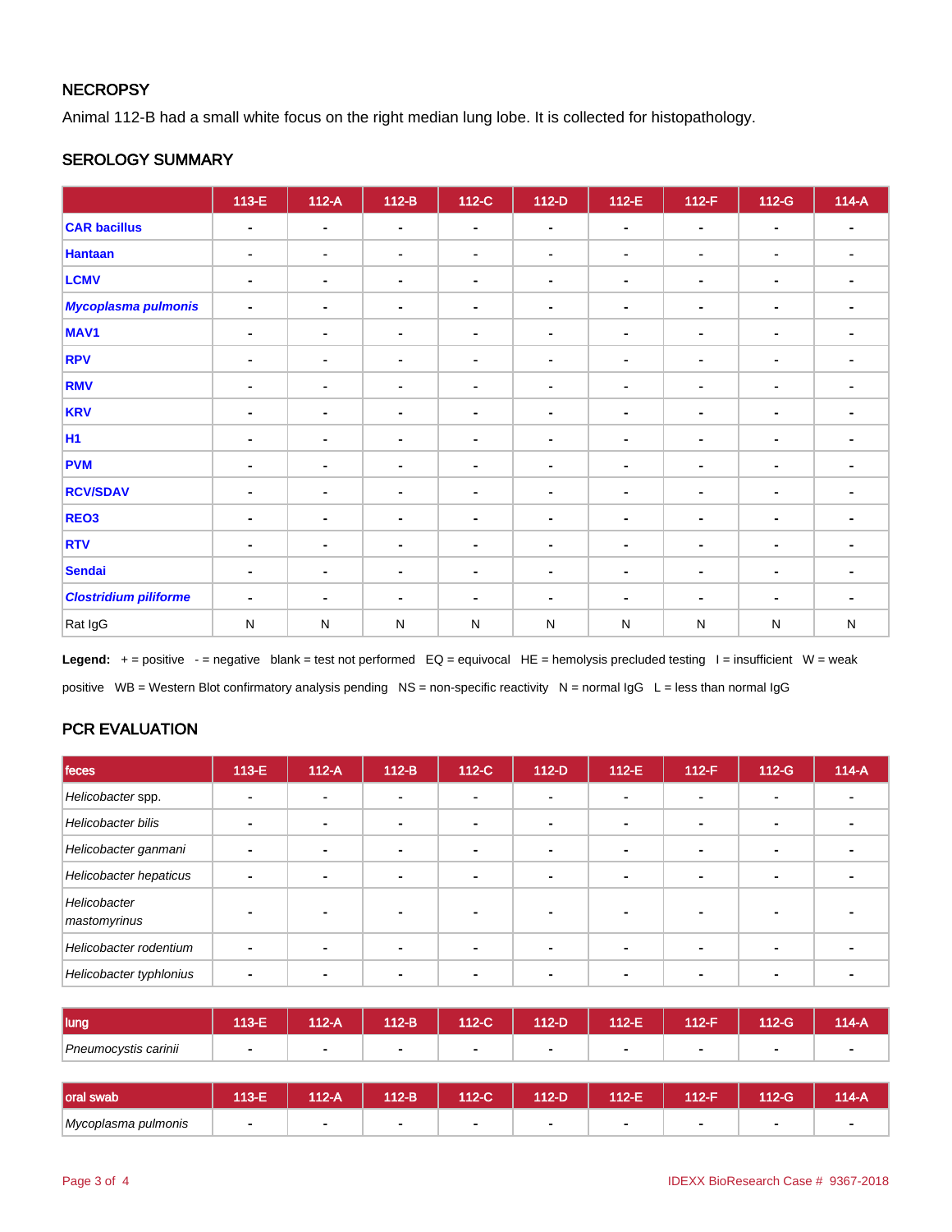## NECROPSY

Animal 112-B had a small white focus on the right median lung lobe. It is collected for histopathology.

## SEROLOGY SUMMARY

| | 113-E | 112-A | 112-B | 112-C | 112-D | 112-E | 112-F | 112-G | 114-A |
|---|---|---|---|---|---|---|---|---|---|
| **CAR bacillus** | - | - | - | - | - | - | - | - | - |
| **Hantaan** | - | - | - | - | - | - | - | - | - |
| **LCMV** | - | - | - | - | - | - | - | - | - |
| ***Mycoplasma pulmonis*** | - | - | - | - | - | - | - | - | - |
| **MAV1** | - | - | - | - | - | - | - | - | - |
| **RPV** | - | - | - | - | - | - | - | - | - |
| **RMV** | - | - | - | - | - | - | - | - | - |
| **KRV** | - | - | - | - | - | - | - | - | - |
| **H1** | - | - | - | - | - | - | - | - | - |
| **PVM** | - | - | - | - | - | - | - | - | - |
| **RCV/SDAV** | - | - | - | - | - | - | - | - | - |
| **REO3** | - | - | - | - | - | - | - | - | - |
| **RTV** | - | - | - | - | - | - | - | - | - |
| **Sendai** | - | - | - | - | - | - | - | - | - |
| ***Clostridium piliforme*** | - | - | - | - | - | - | - | - | - |
| Rat IgG | N | N | N | N | N | N | N | N | N |

**Legend:** + = positive - = negative blank = test not performed EQ = equivocal HE = hemolysis precluded testing I = insufficient W = weak positive WB = Western Blot confirmatory analysis pending NS = non-specific reactivity N = normal IgG L = less than normal IgG

## PCR EVALUATION

| feces | 113-E | 112-A | 112-B | 112-C | 112-D | 112-E | 112-F | 112-G | 114-A |
|---|---|---|---|---|---|---|---|---|---|
| *Helicobacter* spp. | - | - | - | - | - | - | - | - | - |
| *Helicobacter bilis* | - | - | - | - | - | - | - | - | - |
| *Helicobacter ganmani* | - | - | - | - | - | - | - | - | - |
| *Helicobacter hepaticus* | - | - | - | - | - | - | - | - | - |
| *Helicobacter mastomyrinus* | - | - | - | - | - | - | - | - | - |
| *Helicobacter rodentium* | - | - | - | - | - | - | - | - | - |
| *Helicobacter typhlonius* | - | - | - | - | - | - | - | - | - |

| lung | 113-E | 112-A | 112-B | 112-C | 112-D | 112-E | 112-F | 112-G | 114-A |
|---|---|---|---|---|---|---|---|---|---|
| *Pneumocystis carinii* | - | - | - | - | - | - | - | - | - |

| oral swab | 113-E | 112-A | 112-B | 112-C | 112-D | 112-E | 112-F | 112-G | 114-A |
|---|---|---|---|---|---|---|---|---|---|
| *Mycoplasma pulmonis* | - | - | - | - | - | - | - | - | - |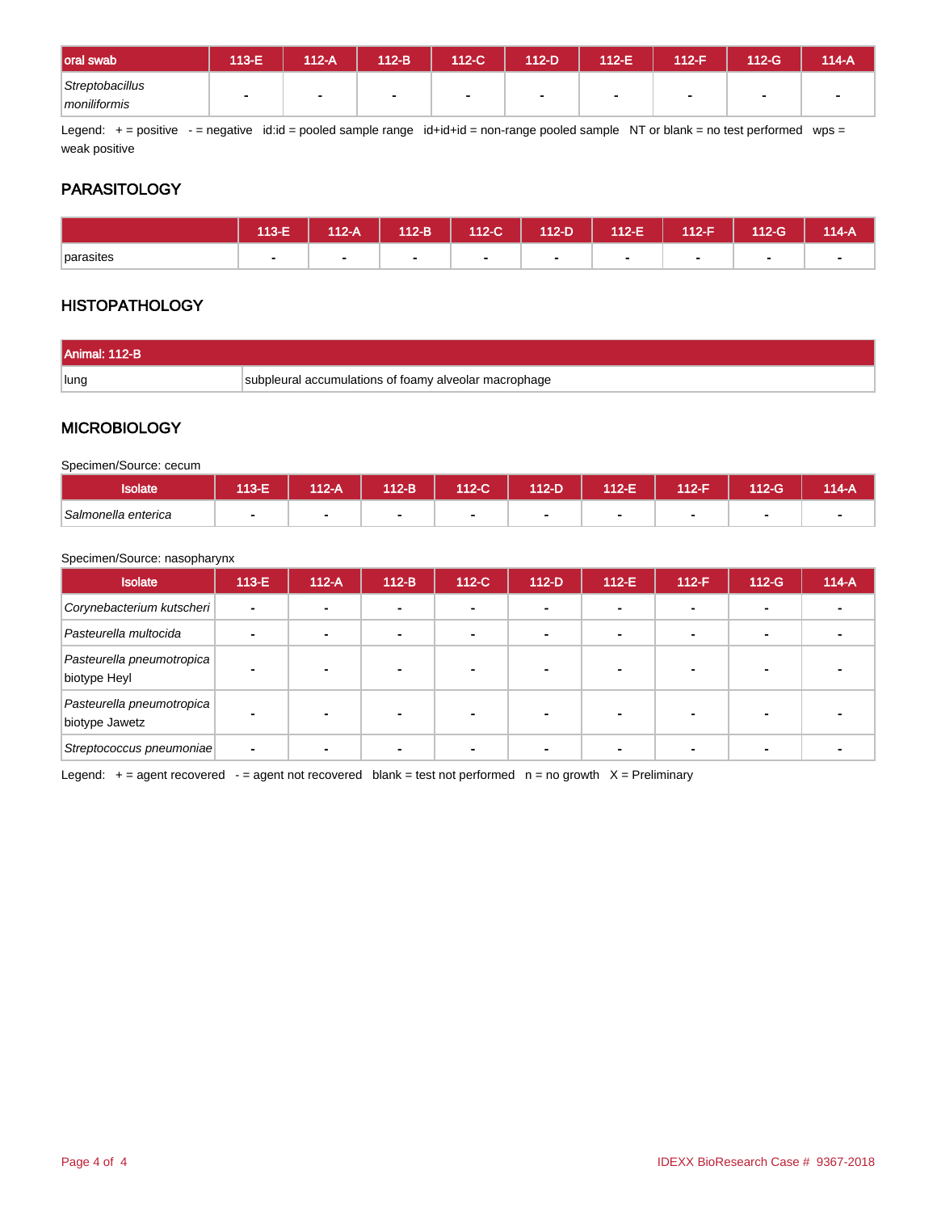| oral swab | 113-E | 112-A | 112-B | 112-C | 112-D | 112-E | 112-F | 112-G | 114-A |
|---|---|---|---|---|---|---|---|---|---|
| *Streptobacillus moniliformis* | - | - | - | - | - | - | - | - | - |

Legend: + = positive - = negative id:id = pooled sample range id+id+id = non-range pooled sample NT or blank = no test performed wps = weak positive

## PARASITOLOGY

| | 113-E | 112-A | 112-B | 112-C | 112-D | 112-E | 112-F | 112-G | 114-A |
|---|---|---|---|---|---|---|---|---|---|
| parasites | - | - | - | - | - | - | - | - | - |

## HISTOPATHOLOGY

| Animal: 112-B | |
|---|---|
| lung | subpleural accumulations of foamy alveolar macrophage |

## MICROBIOLOGY

Specimen/Source: cecum

| Isolate | 113-E | 112-A | 112-B | 112-C | 112-D | 112-E | 112-F | 112-G | 114-A |
|---|---|---|---|---|---|---|---|---|---|
| *Salmonella enterica* | - | - | - | - | - | - | - | - | - |

Specimen/Source: nasopharynx

| Isolate | 113-E | 112-A | 112-B | 112-C | 112-D | 112-E | 112-F | 112-G | 114-A |
|---|---|---|---|---|---|---|---|---|---|
| *Corynebacterium kutscheri* | - | - | - | - | - | - | - | - | - |
| *Pasteurella multocida* | - | - | - | - | - | - | - | - | - |
| *Pasteurella pneumotropica* biotype Heyl | - | - | - | - | - | - | - | - | - |
| *Pasteurella pneumotropica* biotype Jawetz | - | - | - | - | - | - | - | - | - |
| *Streptococcus pneumoniae* | - | - | - | - | - | - | - | - | - |

Legend: + = agent recovered - = agent not recovered blank = test not performed n = no growth X = Preliminary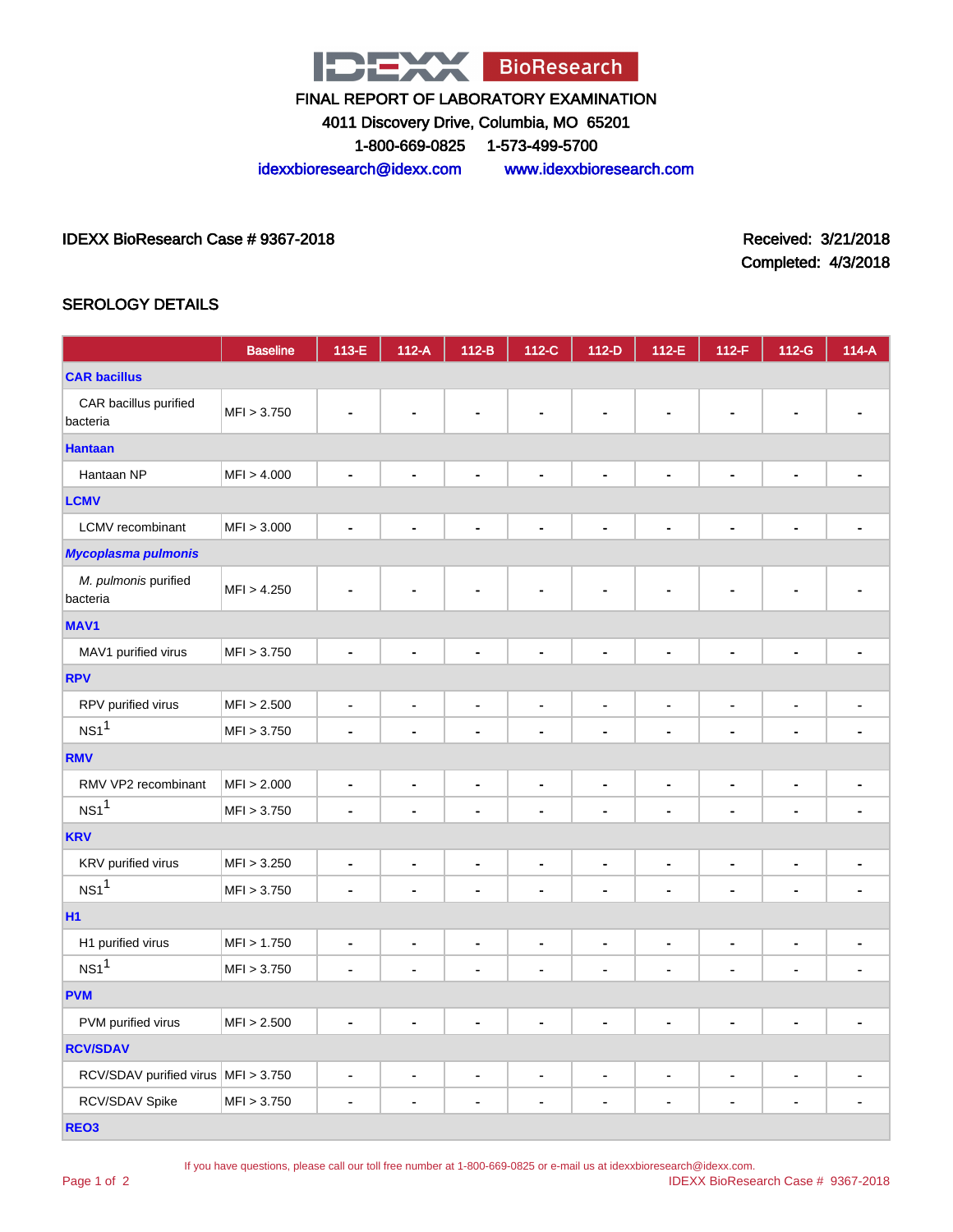IDEXX BioResearch

FINAL REPORT OF LABORATORY EXAMINATION

4011 Discovery Drive, Columbia, MO 65201

1-800-669-0825 1-573-499-5700

idexxbioresearch@idexx.com www.idexxbioresearch.com

IDEXX BioResearch Case # 9367-2018

Received: 3/21/2018
Completed: 4/3/2018

## SEROLOGY DETAILS

| | Baseline | 113-E | 112-A | 112-B | 112-C | 112-D | 112-E | 112-F | 112-G | 114-A |
|---|---|---|---|---|---|---|---|---|---|---|
| **CAR bacillus** | | | | | | | | | | |
| CAR bacillus purified bacteria | MFI > 3.750 | - | - | - | - | - | - | - | - | - |
| **Hantaan** | | | | | | | | | | |
| Hantaan NP | MFI > 4.000 | - | - | - | - | - | - | - | - | - |
| **LCMV** | | | | | | | | | | |
| LCMV recombinant | MFI > 3.000 | - | - | - | - | - | - | - | - | - |
| ***Mycoplasma pulmonis*** | | | | | | | | | | |
| *M. pulmonis* purified bacteria | MFI > 4.250 | - | - | - | - | - | - | - | - | - |
| **MAV1** | | | | | | | | | | |
| MAV1 purified virus | MFI > 3.750 | - | - | - | - | - | - | - | - | - |
| **RPV** | | | | | | | | | | |
| RPV purified virus | MFI > 2.500 | - | - | - | - | - | - | - | - | - |
| NS1[1] | MFI > 3.750 | - | - | - | - | - | - | - | - | - |
| **RMV** | | | | | | | | | | |
| RMV VP2 recombinant | MFI > 2.000 | - | - | - | - | - | - | - | - | - |
| NS1[1] | MFI > 3.750 | - | - | - | - | - | - | - | - | - |
| **KRV** | | | | | | | | | | |
| KRV purified virus | MFI > 3.250 | - | - | - | - | - | - | - | - | - |
| NS1[1] | MFI > 3.750 | - | - | - | - | - | - | - | - | - |
| **H1** | | | | | | | | | | |
| H1 purified virus | MFI > 1.750 | - | - | - | - | - | - | - | - | - |
| NS1[1] | MFI > 3.750 | - | - | - | - | - | - | - | - | - |
| **PVM** | | | | | | | | | | |
| PVM purified virus | MFI > 2.500 | - | - | - | - | - | - | - | - | - |
| **RCV/SDAV** | | | | | | | | | | |
| RCV/SDAV purified virus | MFI > 3.750 | - | - | - | - | - | - | - | - | - |
| RCV/SDAV Spike | MFI > 3.750 | - | - | - | - | - | - | - | - | - |
| **REO3** | | | | | | | | | | |

If you have questions, please call our toll free number at 1-800-669-0825 or e-mail us at idexxbioresearch@idexx.com.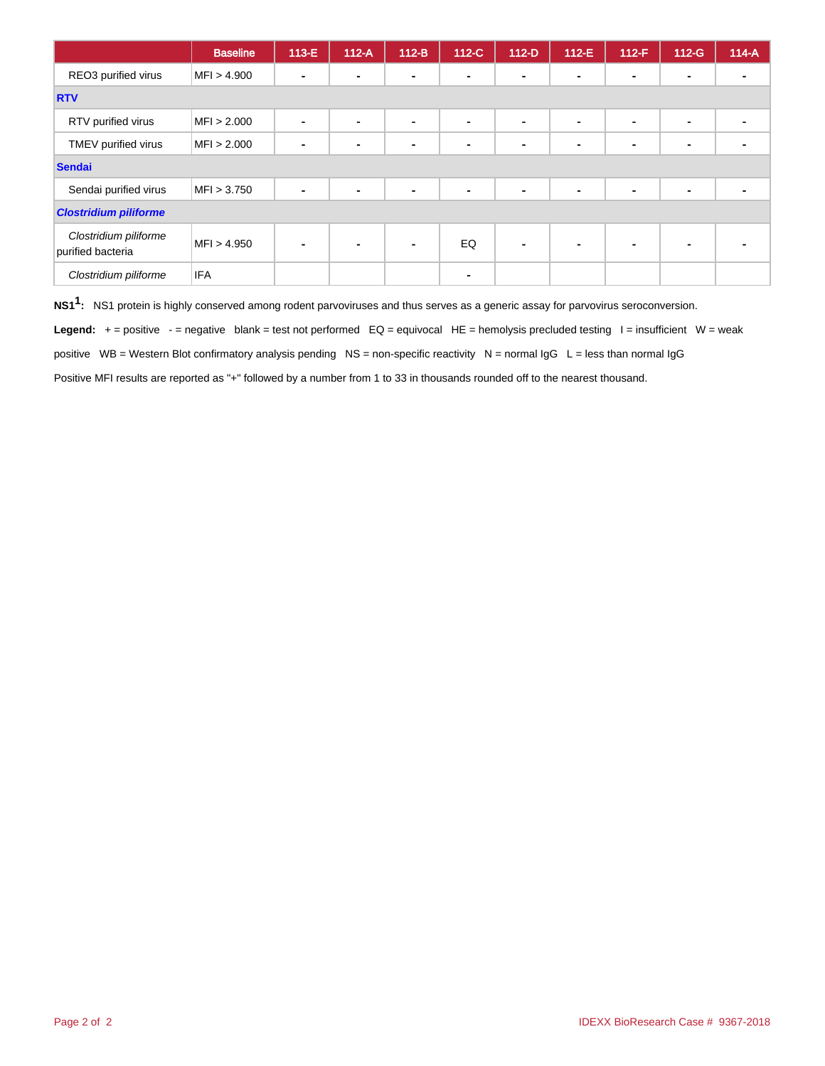| | Baseline | 113-E | 112-A | 112-B | 112-C | 112-D | 112-E | 112-F | 112-G | 114-A |
|---|---|---|---|---|---|---|---|---|---|---|
| REO3 purified virus | MFI > 4.900 | - | - | - | - | - | - | - | - | - |
| **RTV** | | | | | | | | | | |
| RTV purified virus | MFI > 2.000 | - | - | - | - | - | - | - | - | - |
| TMEV purified virus | MFI > 2.000 | - | - | - | - | - | - | - | - | - |
| **Sendai** | | | | | | | | | | |
| Sendai purified virus | MFI > 3.750 | - | - | - | - | - | - | - | - | - |
| ***Clostridium piliforme*** | | | | | | | | | | |
| *Clostridium piliforme* purified bacteria | MFI > 4.950 | - | - | - | EQ | - | - | - | - | - |
| *Clostridium piliforme* | IFA | | | | - | | | | | |

**NS1[1]:** NS1 protein is highly conserved among rodent parvoviruses and thus serves as a generic assay for parvovirus seroconversion.

**Legend:** + = positive - = negative blank = test not performed EQ = equivocal HE = hemolysis precluded testing I = insufficient W = weak positive WB = Western Blot confirmatory analysis pending NS = non-specific reactivity N = normal IgG L = less than normal IgG

Positive MFI results are reported as "+" followed by a number from 1 to 33 in thousands rounded off to the nearest thousand.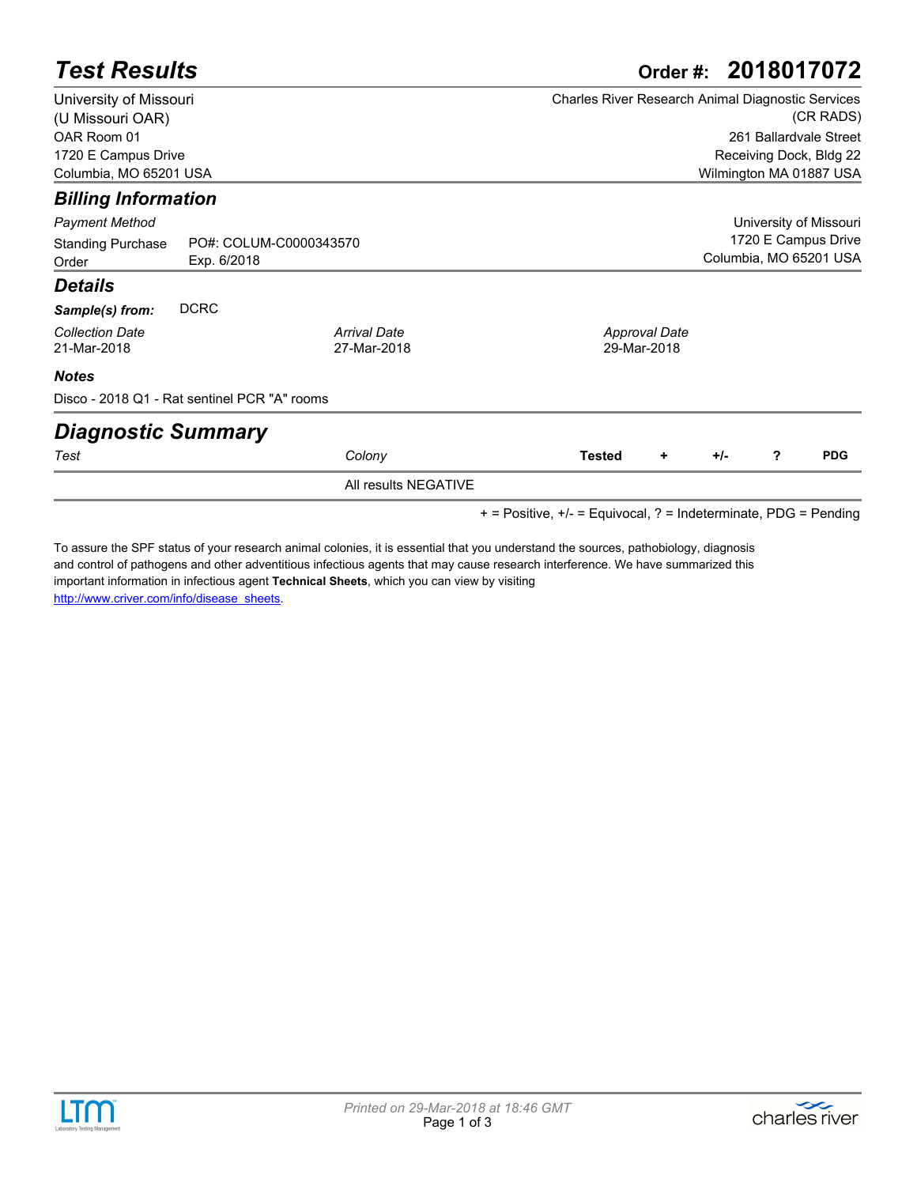# Test Results

**Order #: 2018017072**

University of Missouri
(U Missouri OAR)
OAR Room 01
1720 E Campus Drive
Columbia, MO 65201 USA

Charles River Research Animal Diagnostic Services
(CR RADS)
261 Ballardvale Street
Receiving Dock, Bldg 22
Wilmington MA 01887 USA

## Billing Information

*Payment Method*

Standing Purchase Order — PO#: COLUM-C0000343570
Exp. 6/2018

University of Missouri
1720 E Campus Drive
Columbia, MO 65201 USA

## Details

***Sample(s) from:*** DCRC

| *Collection Date* | *Arrival Date* | *Approval Date* |
|---|---|---|
| 21-Mar-2018 | 27-Mar-2018 | 29-Mar-2018 |

### Notes

Disco - 2018 Q1 - Rat sentinel PCR "A" rooms

## Diagnostic Summary

| *Test* | *Colony* | **Tested** | **+** | **+/-** | **?** | **PDG** |
|---|---|---|---|---|---|---|
| | All results NEGATIVE | | | | | |

+ = Positive, +/- = Equivocal, ? = Indeterminate, PDG = Pending

To assure the SPF status of your research animal colonies, it is essential that you understand the sources, pathobiology, diagnosis and control of pathogens and other adventitious infectious agents that may cause research interference. We have summarized this important information in infectious agent **Technical Sheets**, which you can view by visiting http://www.criver.com/info/disease_sheets.

*Printed on 29-Mar-2018 at 18:46 GMT*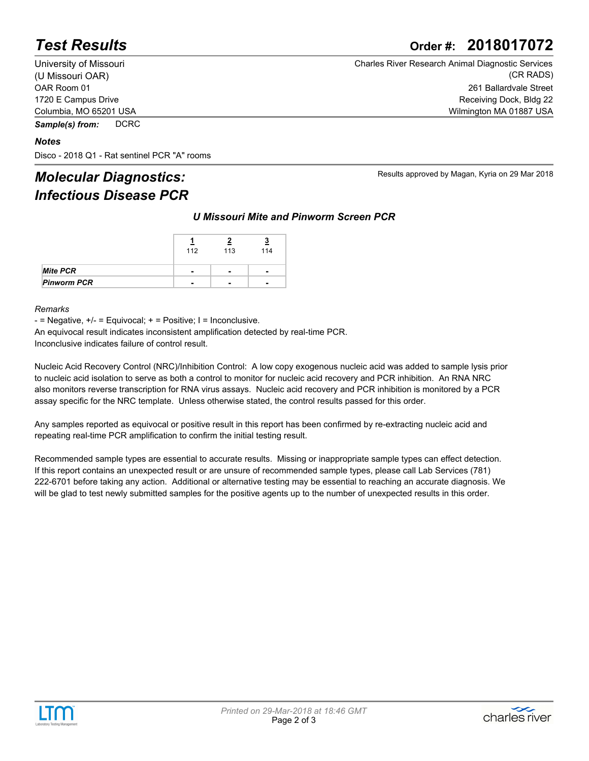# Test Results

**Order #: 2018017072**

University of Missouri
(U Missouri OAR)
OAR Room 01
1720 E Campus Drive
Columbia, MO 65201 USA

Charles River Research Animal Diagnostic Services
(CR RADS)
261 Ballardvale Street
Receiving Dock, Bldg 22
Wilmington MA 01887 USA

***Sample(s) from:*** DCRC

***Notes***

Disco - 2018 Q1 - Rat sentinel PCR "A" rooms

## *Molecular Diagnostics: Infectious Disease PCR*

Results approved by Magan, Kyria on 29 Mar 2018

### *U Missouri Mite and Pinworm Screen PCR*

| | 1<br>112 | 2<br>113 | 3<br>114 |
|---|---|---|---|
| ***Mite PCR*** | - | - | - |
| ***Pinworm PCR*** | - | - | - |

*Remarks*

- = Negative, +/- = Equivocal; + = Positive; I = Inconclusive.
An equivocal result indicates inconsistent amplification detected by real-time PCR.
Inconclusive indicates failure of control result.

Nucleic Acid Recovery Control (NRC)/Inhibition Control: A low copy exogenous nucleic acid was added to sample lysis prior to nucleic acid isolation to serve as both a control to monitor for nucleic acid recovery and PCR inhibition. An RNA NRC also monitors reverse transcription for RNA virus assays. Nucleic acid recovery and PCR inhibition is monitored by a PCR assay specific for the NRC template. Unless otherwise stated, the control results passed for this order.

Any samples reported as equivocal or positive result in this report has been confirmed by re-extracting nucleic acid and repeating real-time PCR amplification to confirm the initial testing result.

Recommended sample types are essential to accurate results. Missing or inappropriate sample types can effect detection. If this report contains an unexpected result or are unsure of recommended sample types, please call Lab Services (781) 222-6701 before taking any action. Additional or alternative testing may be essential to reaching an accurate diagnosis. We will be glad to test newly submitted samples for the positive agents up to the number of unexpected results in this order.

*Printed on 29-Mar-2018 at 18:46 GMT*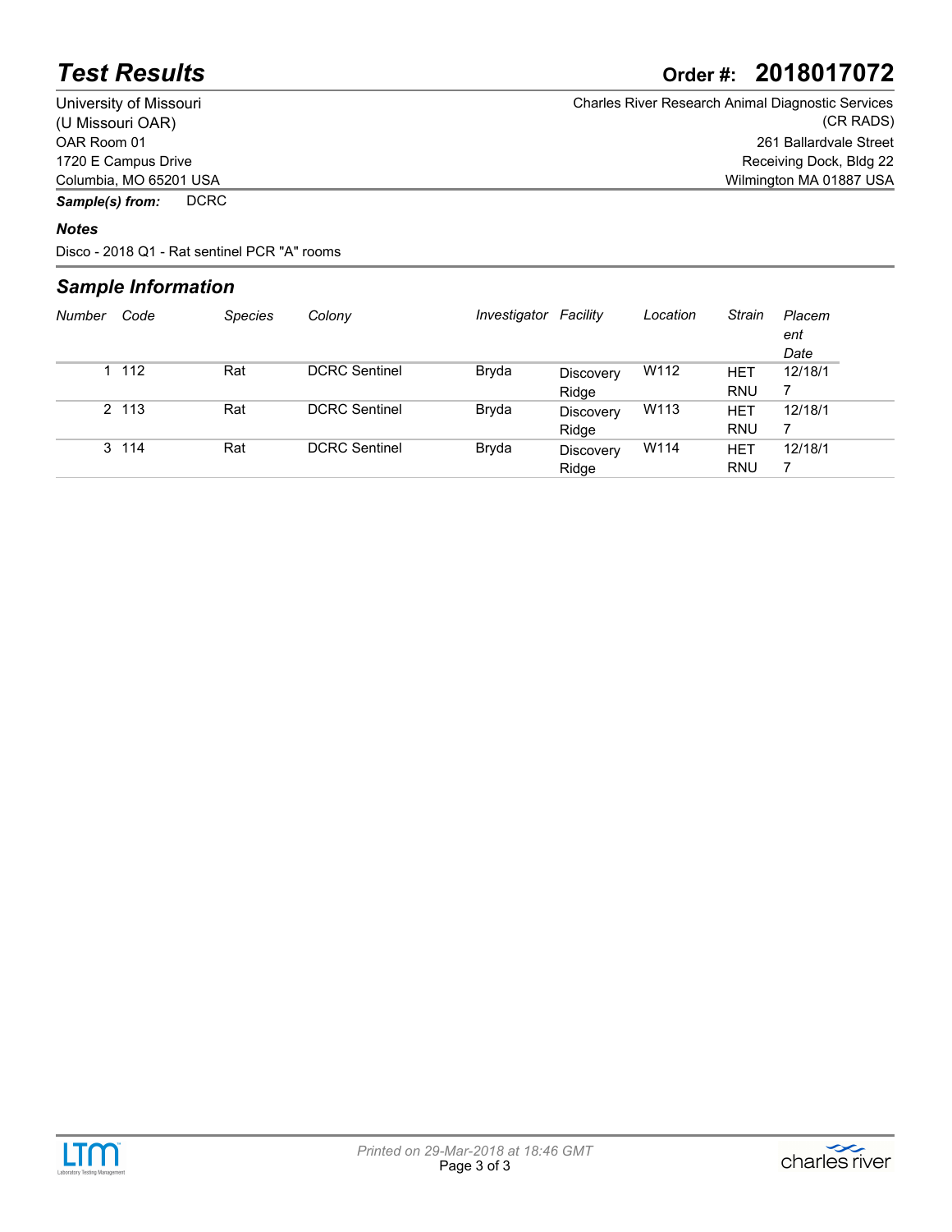# Test Results

**Order #: 2018017072**

University of Missouri
(U Missouri OAR)
OAR Room 01
1720 E Campus Drive
Columbia, MO 65201 USA

Charles River Research Animal Diagnostic Services
(CR RADS)
261 Ballardvale Street
Receiving Dock, Bldg 22
Wilmington MA 01887 USA

***Sample(s) from:*** DCRC

### *Notes*

Disco - 2018 Q1 - Rat sentinel PCR "A" rooms

## *Sample Information*

| Number | Code | Species | Colony | Investigator | Facility | Location | Strain | Placement Date |
|---|---|---|---|---|---|---|---|---|
| 1 | 112 | Rat | DCRC Sentinel | Bryda | Discovery Ridge | W112 | HET RNU | 12/18/17 |
| 2 | 113 | Rat | DCRC Sentinel | Bryda | Discovery Ridge | W113 | HET RNU | 12/18/17 |
| 3 | 114 | Rat | DCRC Sentinel | Bryda | Discovery Ridge | W114 | HET RNU | 12/18/17 |

*Printed on 29-Mar-2018 at 18:46 GMT*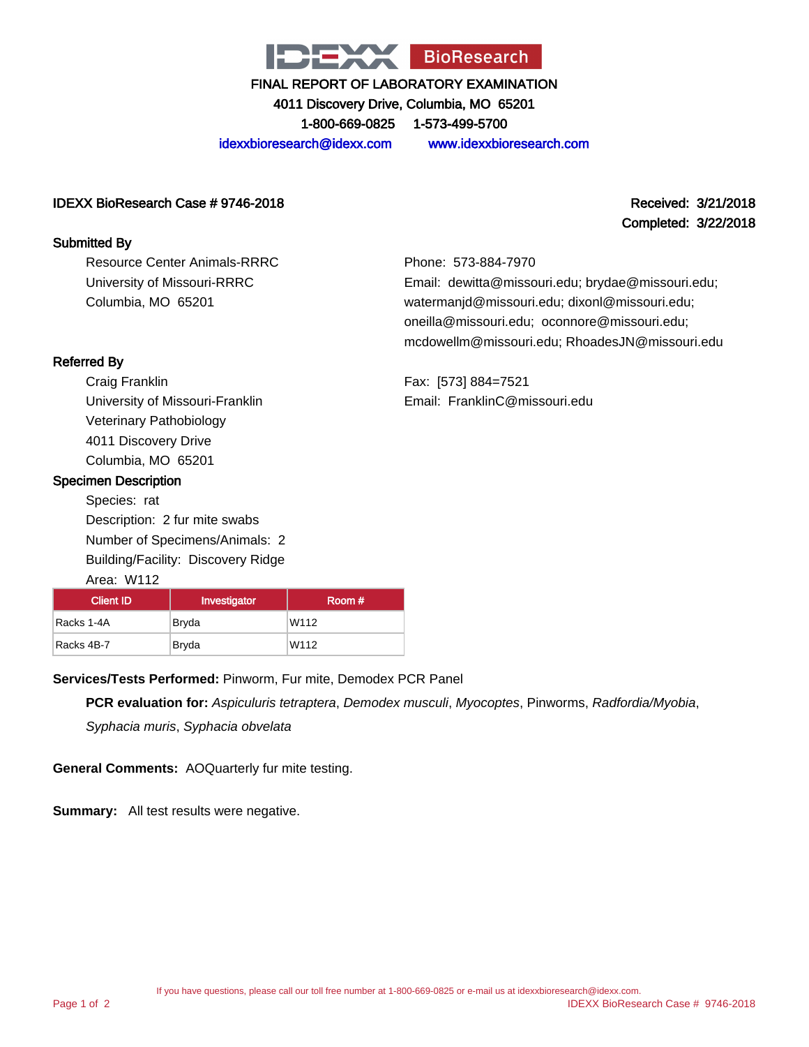# IDEXX BioResearch

**FINAL REPORT OF LABORATORY EXAMINATION**
**4011 Discovery Drive, Columbia, MO 65201**
**1-800-669-0825 1-573-499-5700**
idexxbioresearch@idexx.com www.idexxbioresearch.com

**IDEXX BioResearch Case # 9746-2018**

**Received: 3/21/2018**
**Completed: 3/22/2018**

**Submitted By**

Resource Center Animals-RRRC
University of Missouri-RRRC
Columbia, MO 65201

Phone: 573-884-7970
Email: dewitta@missouri.edu; brydae@missouri.edu; watermanjd@missouri.edu; dixonl@missouri.edu; oneilla@missouri.edu; oconnore@missouri.edu; mcdowellm@missouri.edu; RhoadesJN@missouri.edu

**Referred By**

Craig Franklin
University of Missouri-Franklin
Veterinary Pathobiology
4011 Discovery Drive
Columbia, MO 65201

Fax: [573] 884=7521
Email: FranklinC@missouri.edu

**Specimen Description**

Species: rat
Description: 2 fur mite swabs
Number of Specimens/Animals: 2
Building/Facility: Discovery Ridge
Area: W112

| Client ID | Investigator | Room # |
|---|---|---|
| Racks 1-4A | Bryda | W112 |
| Racks 4B-7 | Bryda | W112 |

**Services/Tests Performed:** Pinworm, Fur mite, Demodex PCR Panel

**PCR evaluation for:** *Aspiculuris tetraptera*, *Demodex musculi*, *Myocoptes*, Pinworms, *Radfordia/Myobia*, *Syphacia muris*, *Syphacia obvelata*

**General Comments:** AOQuarterly fur mite testing.

**Summary:** All test results were negative.

If you have questions, please call our toll free number at 1-800-669-0825 or e-mail us at idexxbioresearch@idexx.com.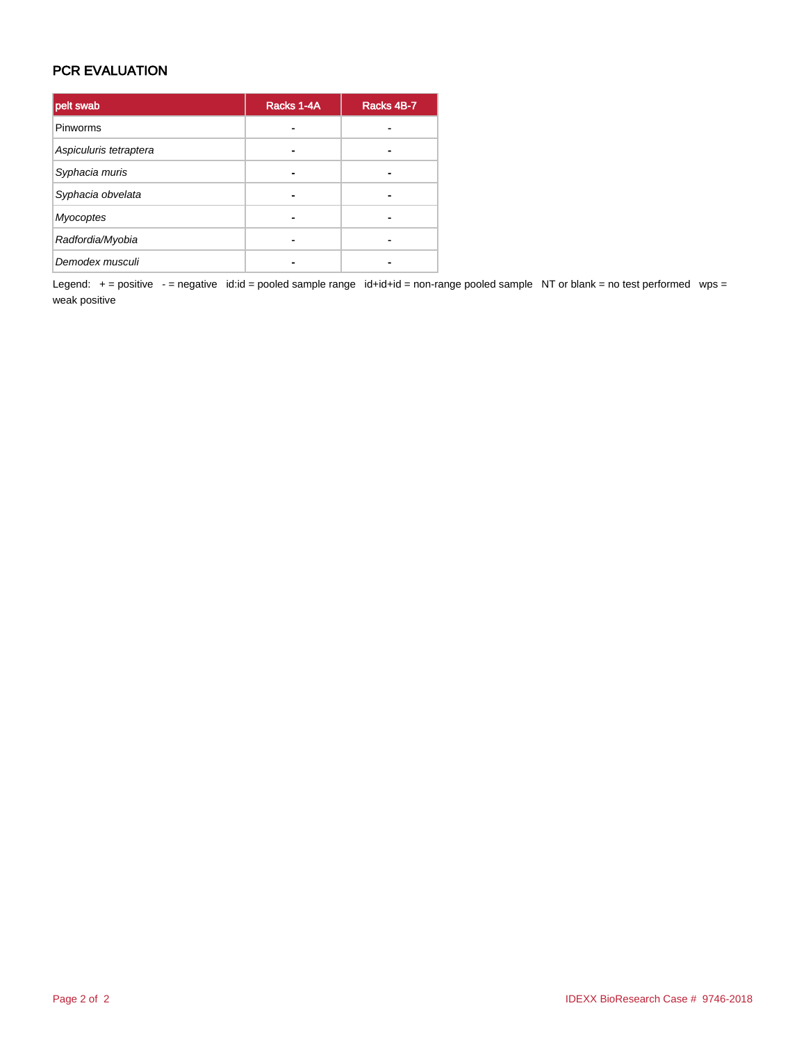## PCR EVALUATION

| pelt swab | Racks 1-4A | Racks 4B-7 |
|---|---|---|
| Pinworms | - | - |
| *Aspiculuris tetraptera* | - | - |
| *Syphacia muris* | - | - |
| *Syphacia obvelata* | - | - |
| *Myocoptes* | - | - |
| *Radfordia/Myobia* | - | - |
| *Demodex musculi* | - | - |

Legend: + = positive - = negative id:id = pooled sample range id+id+id = non-range pooled sample NT or blank = no test performed wps = weak positive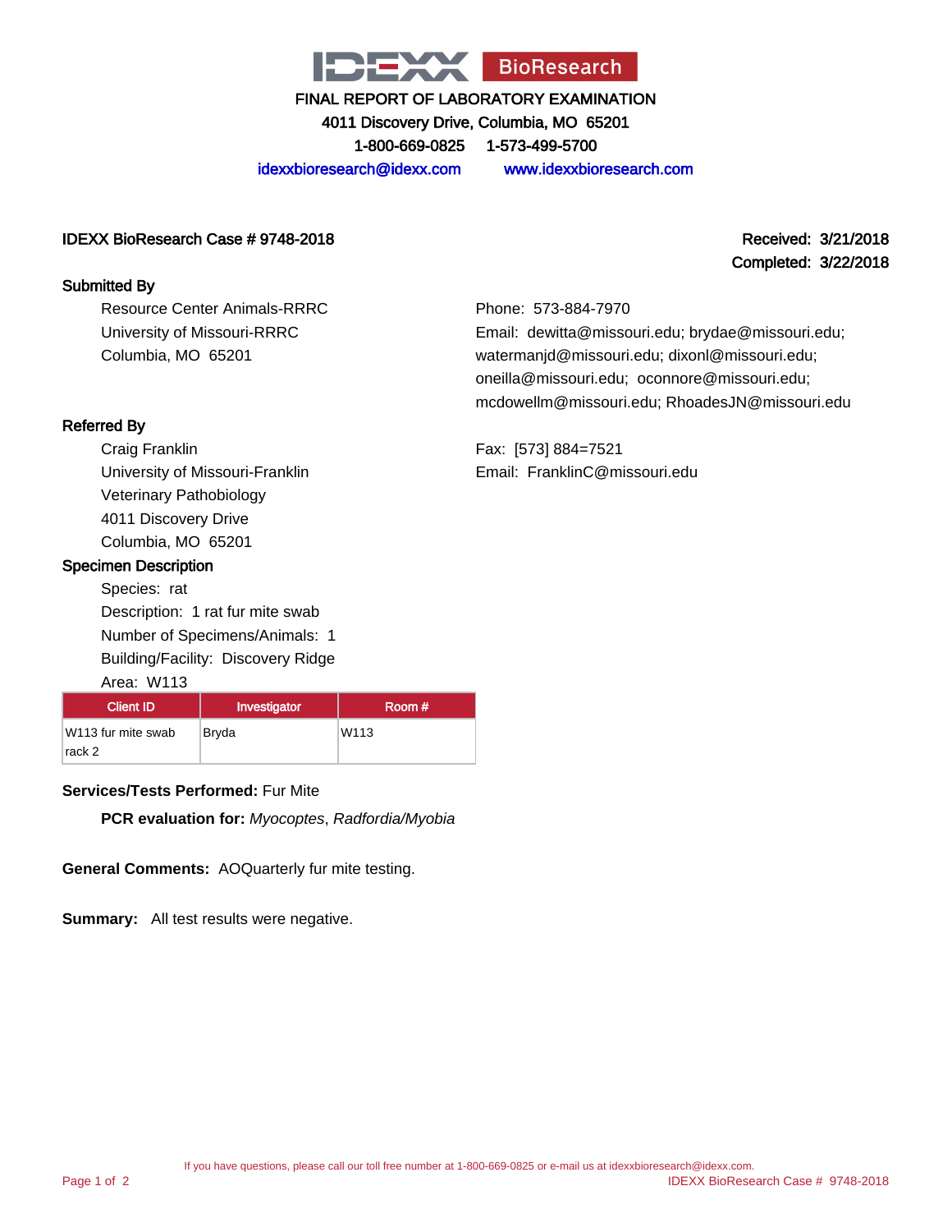# FINAL REPORT OF LABORATORY EXAMINATION

4011 Discovery Drive, Columbia, MO 65201

1-800-669-0825   1-573-499-5700

idexxbioresearch@idexx.com   www.idexxbioresearch.com

**IDEXX BioResearch Case # 9748-2018**

**Received: 3/21/2018**
**Completed: 3/22/2018**

## Submitted By

Resource Center Animals-RRRC
University of Missouri-RRRC
Columbia, MO 65201

Phone: 573-884-7970
Email: dewitta@missouri.edu; brydae@missouri.edu; watermanjd@missouri.edu; dixonl@missouri.edu; oneilla@missouri.edu; oconnore@missouri.edu; mcdowellm@missouri.edu; RhoadesJN@missouri.edu

## Referred By

Craig Franklin
University of Missouri-Franklin
Veterinary Pathobiology
4011 Discovery Drive
Columbia, MO 65201

Fax: [573] 884=7521
Email: FranklinC@missouri.edu

## Specimen Description

Species: rat
Description: 1 rat fur mite swab
Number of Specimens/Animals: 1
Building/Facility: Discovery Ridge
Area: W113

| Client ID | Investigator | Room # |
|---|---|---|
| W113 fur mite swab rack 2 | Bryda | W113 |

**Services/Tests Performed:** Fur Mite

**PCR evaluation for:** *Myocoptes*, *Radfordia/Myobia*

**General Comments:** AOQuarterly fur mite testing.

**Summary:** All test results were negative.

If you have questions, please call our toll free number at 1-800-669-0825 or e-mail us at idexxbioresearch@idexx.com.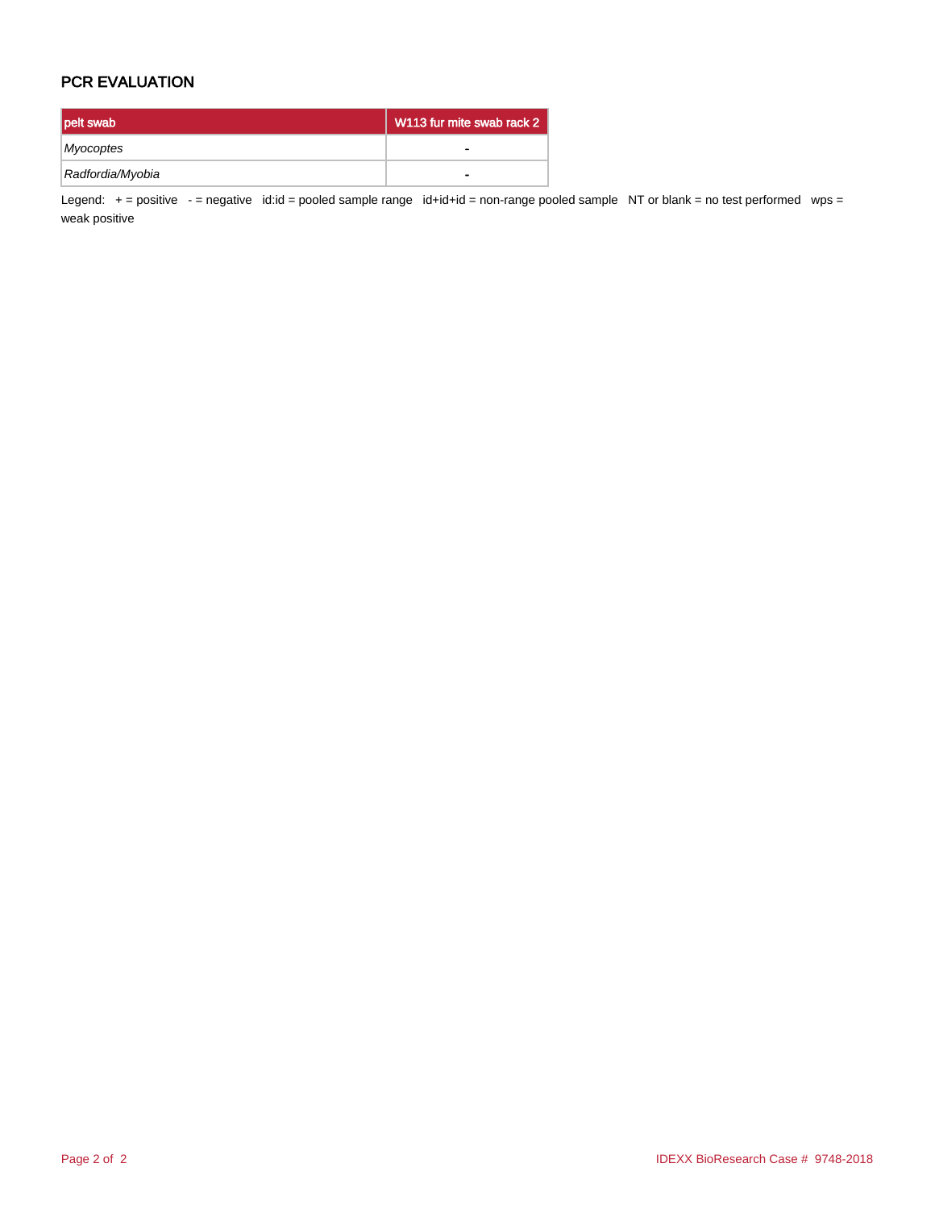## PCR EVALUATION

| pelt swab | W113 fur mite swab rack 2 |
|---|---|
| *Myocoptes* | - |
| *Radfordia/Myobia* | - |

Legend: + = positive - = negative id:id = pooled sample range id+id+id = non-range pooled sample NT or blank = no test performed wps = weak positive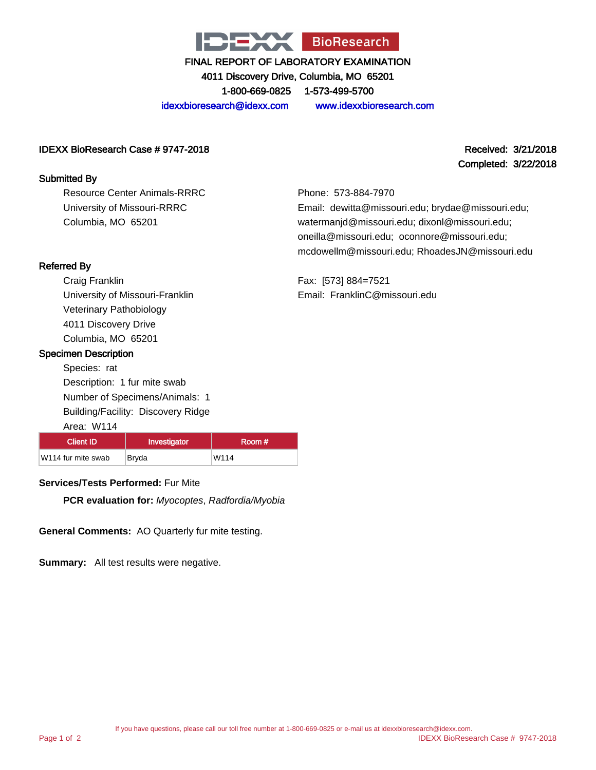# IDEXX BioResearch

**FINAL REPORT OF LABORATORY EXAMINATION**

**4011 Discovery Drive, Columbia, MO 65201**

**1-800-669-0825 1-573-499-5700**

idexxbioresearch@idexx.com www.idexxbioresearch.com

**IDEXX BioResearch Case # 9747-2018**

**Received: 3/21/2018**
**Completed: 3/22/2018**

## Submitted By

Resource Center Animals-RRRC
University of Missouri-RRRC
Columbia, MO 65201

Phone: 573-884-7970
Email: dewitta@missouri.edu; brydae@missouri.edu; watermanjd@missouri.edu; dixonl@missouri.edu; oneilla@missouri.edu; oconnore@missouri.edu; mcdowellm@missouri.edu; RhoadesJN@missouri.edu

## Referred By

Craig Franklin
University of Missouri-Franklin
Veterinary Pathobiology
4011 Discovery Drive
Columbia, MO 65201

Fax: [573] 884=7521
Email: FranklinC@missouri.edu

## Specimen Description

Species: rat
Description: 1 fur mite swab
Number of Specimens/Animals: 1
Building/Facility: Discovery Ridge
Area: W114

| Client ID | Investigator | Room # |
|---|---|---|
| W114 fur mite swab | Bryda | W114 |

**Services/Tests Performed:** Fur Mite

**PCR evaluation for:** *Myocoptes*, *Radfordia/Myobia*

**General Comments:** AO Quarterly fur mite testing.

**Summary:** All test results were negative.

If you have questions, please call our toll free number at 1-800-669-0825 or e-mail us at idexxbioresearch@idexx.com.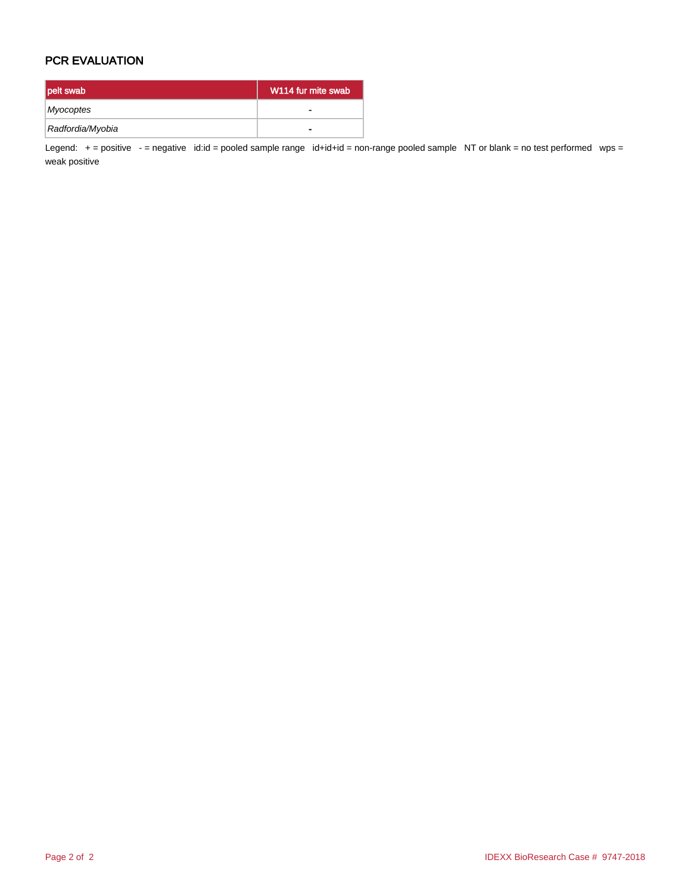## PCR EVALUATION

| pelt swab | W114 fur mite swab |
| --- | --- |
| *Myocoptes* | - |
| *Radfordia/Myobia* | - |

Legend: + = positive - = negative id:id = pooled sample range id+id+id = non-range pooled sample NT or blank = no test performed wps = weak positive